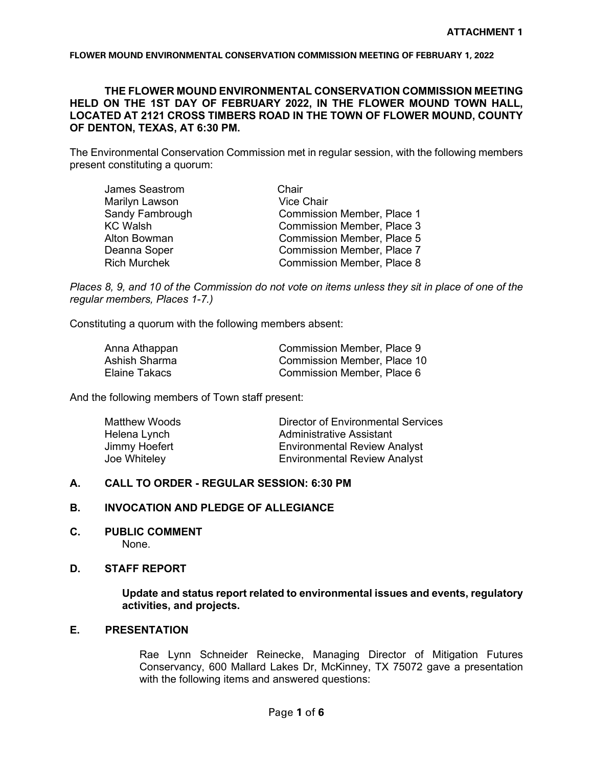**ATTACHMENT 1**

**FLOWER MOUND ENVIRONMENTAL CONSERVATION COMMISSION MEETING OF FEBRUARY 1, 2022**

**THE FLOWER MOUND ENVIRONMENTAL CONSERVATION COMMISSION MEETING HELD ON THE 1ST DAY OF FEBRUARY 2022, IN THE FLOWER MOUND TOWN HALL, LOCATED AT 2121 CROSS TIMBERS ROAD IN THE TOWN OF FLOWER MOUND, COUNTY OF DENTON, TEXAS, AT 6:30 PM.**

The Environmental Conservation Commission met in regular session, with the following members present constituting a quorum:

| | |
|---|---|
| James Seastrom | Chair |
| Marilyn Lawson | Vice Chair |
| Sandy Fambrough | Commission Member, Place 1 |
| KC Walsh | Commission Member, Place 3 |
| Alton Bowman | Commission Member, Place 5 |
| Deanna Soper | Commission Member, Place 7 |
| Rich Murchek | Commission Member, Place 8 |

*Places 8, 9, and 10 of the Commission do not vote on items unless they sit in place of one of the regular members, Places 1-7.)*

Constituting a quorum with the following members absent:

| | |
|---|---|
| Anna Athappan | Commission Member, Place 9 |
| Ashish Sharma | Commission Member, Place 10 |
| Elaine Takacs | Commission Member, Place 6 |

And the following members of Town staff present:

| | |
|---|---|
| Matthew Woods | Director of Environmental Services |
| Helena Lynch | Administrative Assistant |
| Jimmy Hoefert | Environmental Review Analyst |
| Joe Whiteley | Environmental Review Analyst |

## A. CALL TO ORDER - REGULAR SESSION: 6:30 PM

## B. INVOCATION AND PLEDGE OF ALLEGIANCE

## C. PUBLIC COMMENT

None.

## D. STAFF REPORT

**Update and status report related to environmental issues and events, regulatory activities, and projects.**

## E. PRESENTATION

Rae Lynn Schneider Reinecke, Managing Director of Mitigation Futures Conservancy, 600 Mallard Lakes Dr, McKinney, TX 75072 gave a presentation with the following items and answered questions: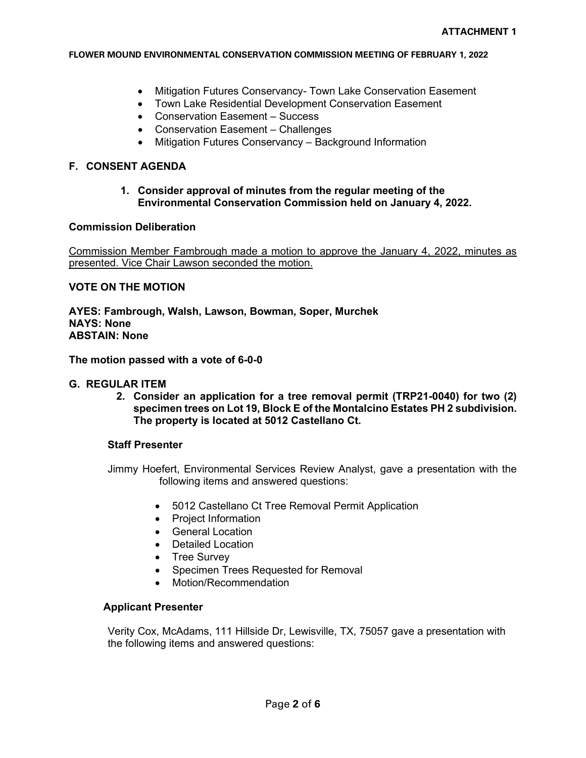- Mitigation Futures Conservancy- Town Lake Conservation Easement
- Town Lake Residential Development Conservation Easement
- Conservation Easement – Success
- Conservation Easement – Challenges
- Mitigation Futures Conservancy – Background Information

## F. CONSENT AGENDA

**1. Consider approval of minutes from the regular meeting of the Environmental Conservation Commission held on January 4, 2022.**

**Commission Deliberation**

Commission Member Fambrough made a motion to approve the January 4, 2022, minutes as presented. Vice Chair Lawson seconded the motion.

**VOTE ON THE MOTION**

**AYES: Fambrough, Walsh, Lawson, Bowman, Soper, Murchek**
**NAYS: None**
**ABSTAIN: None**

**The motion passed with a vote of 6-0-0**

## G. REGULAR ITEM

**2. Consider an application for a tree removal permit (TRP21-0040) for two (2) specimen trees on Lot 19, Block E of the Montalcino Estates PH 2 subdivision. The property is located at 5012 Castellano Ct.**

**Staff Presenter**

Jimmy Hoefert, Environmental Services Review Analyst, gave a presentation with the following items and answered questions:

- 5012 Castellano Ct Tree Removal Permit Application
- Project Information
- General Location
- Detailed Location
- Tree Survey
- Specimen Trees Requested for Removal
- Motion/Recommendation

**Applicant Presenter**

Verity Cox, McAdams, 111 Hillside Dr, Lewisville, TX, 75057 gave a presentation with the following items and answered questions: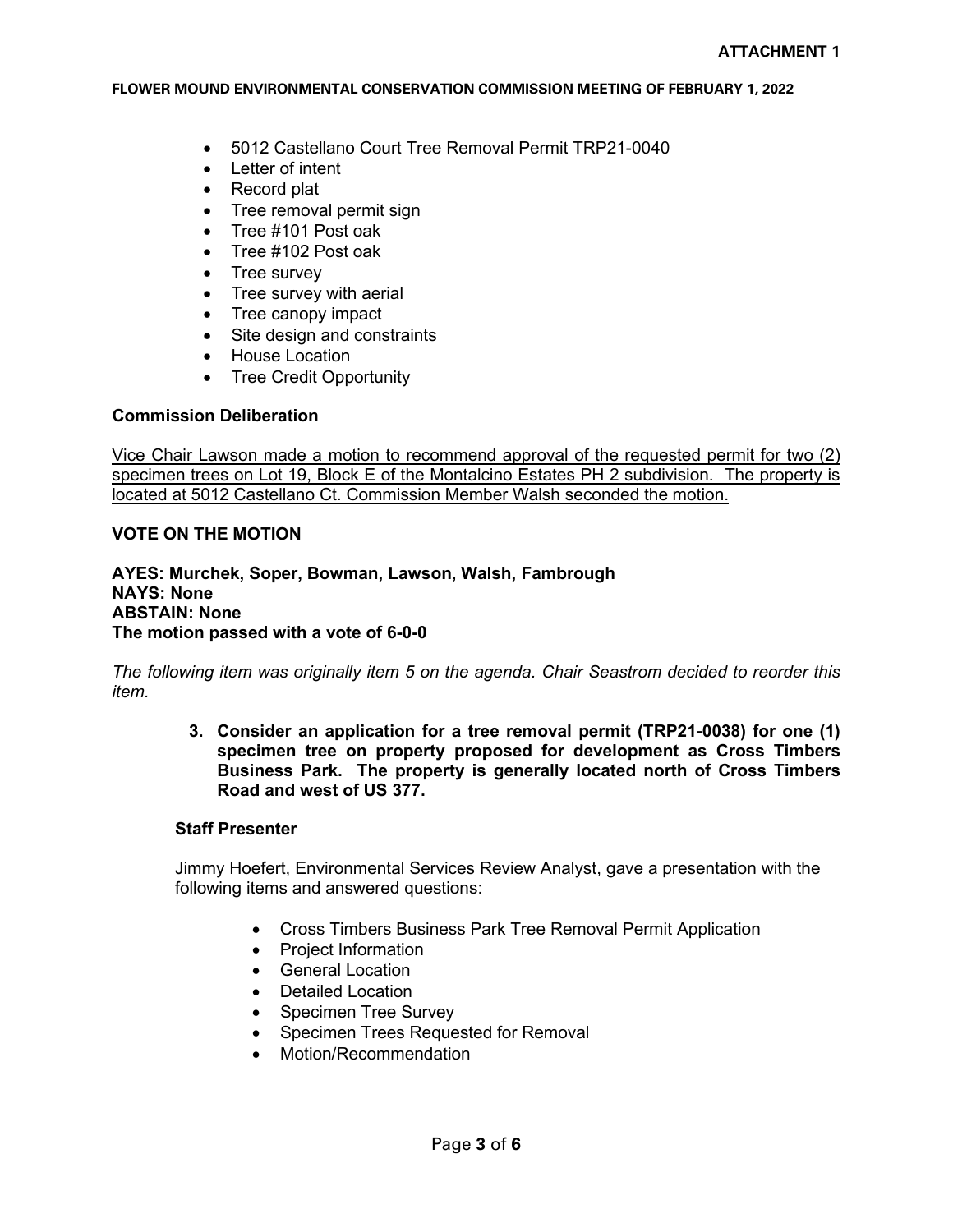- 5012 Castellano Court Tree Removal Permit TRP21-0040
- Letter of intent
- Record plat
- Tree removal permit sign
- Tree #101 Post oak
- Tree #102 Post oak
- Tree survey
- Tree survey with aerial
- Tree canopy impact
- Site design and constraints
- House Location
- Tree Credit Opportunity

**Commission Deliberation**

Vice Chair Lawson made a motion to recommend approval of the requested permit for two (2) specimen trees on Lot 19, Block E of the Montalcino Estates PH 2 subdivision. The property is located at 5012 Castellano Ct. Commission Member Walsh seconded the motion.

**VOTE ON THE MOTION**

**AYES: Murchek, Soper, Bowman, Lawson, Walsh, Fambrough**
**NAYS: None**
**ABSTAIN: None**
**The motion passed with a vote of 6-0-0**

*The following item was originally item 5 on the agenda. Chair Seastrom decided to reorder this item.*

**3. Consider an application for a tree removal permit (TRP21-0038) for one (1) specimen tree on property proposed for development as Cross Timbers Business Park. The property is generally located north of Cross Timbers Road and west of US 377.**

**Staff Presenter**

Jimmy Hoefert, Environmental Services Review Analyst, gave a presentation with the following items and answered questions:

- Cross Timbers Business Park Tree Removal Permit Application
- Project Information
- General Location
- Detailed Location
- Specimen Tree Survey
- Specimen Trees Requested for Removal
- Motion/Recommendation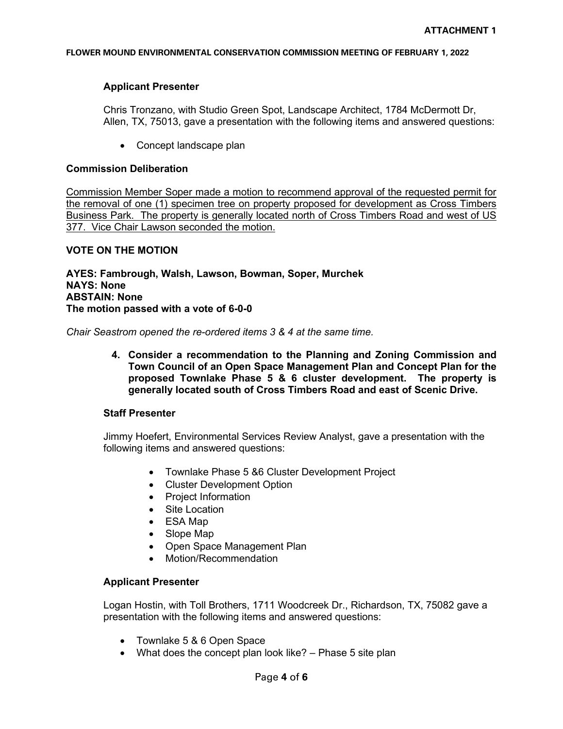### Applicant Presenter

Chris Tronzano, with Studio Green Spot, Landscape Architect, 1784 McDermott Dr, Allen, TX, 75013, gave a presentation with the following items and answered questions:

- Concept landscape plan

### Commission Deliberation

Commission Member Soper made a motion to recommend approval of the requested permit for the removal of one (1) specimen tree on property proposed for development as Cross Timbers Business Park. The property is generally located north of Cross Timbers Road and west of US 377. Vice Chair Lawson seconded the motion.

### VOTE ON THE MOTION

**AYES: Fambrough, Walsh, Lawson, Bowman, Soper, Murchek**
**NAYS: None**
**ABSTAIN: None**
**The motion passed with a vote of 6-0-0**

*Chair Seastrom opened the re-ordered items 3 & 4 at the same time.*

**4. Consider a recommendation to the Planning and Zoning Commission and Town Council of an Open Space Management Plan and Concept Plan for the proposed Townlake Phase 5 & 6 cluster development. The property is generally located south of Cross Timbers Road and east of Scenic Drive.**

### Staff Presenter

Jimmy Hoefert, Environmental Services Review Analyst, gave a presentation with the following items and answered questions:

- Townlake Phase 5 &6 Cluster Development Project
- Cluster Development Option
- Project Information
- Site Location
- ESA Map
- Slope Map
- Open Space Management Plan
- Motion/Recommendation

### Applicant Presenter

Logan Hostin, with Toll Brothers, 1711 Woodcreek Dr., Richardson, TX, 75082 gave a presentation with the following items and answered questions:

- Townlake 5 & 6 Open Space
- What does the concept plan look like? – Phase 5 site plan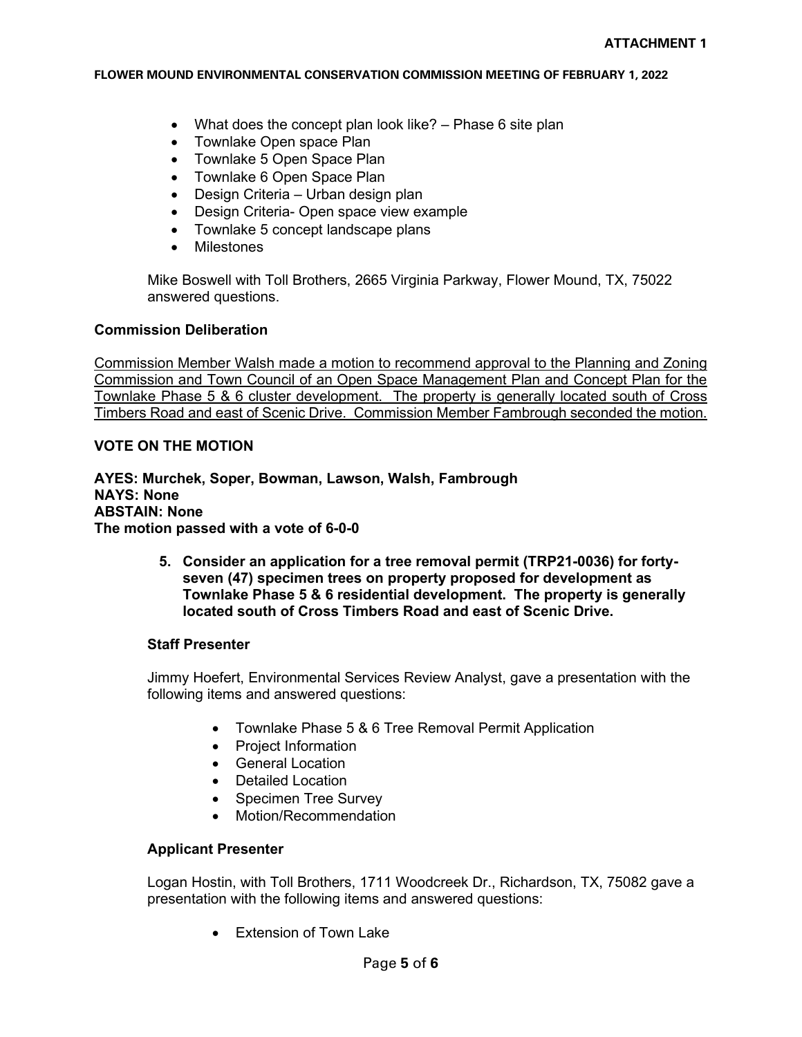- What does the concept plan look like? – Phase 6 site plan
- Townlake Open space Plan
- Townlake 5 Open Space Plan
- Townlake 6 Open Space Plan
- Design Criteria – Urban design plan
- Design Criteria- Open space view example
- Townlake 5 concept landscape plans
- Milestones

Mike Boswell with Toll Brothers, 2665 Virginia Parkway, Flower Mound, TX, 75022 answered questions.

**Commission Deliberation**

Commission Member Walsh made a motion to recommend approval to the Planning and Zoning Commission and Town Council of an Open Space Management Plan and Concept Plan for the Townlake Phase 5 & 6 cluster development. The property is generally located south of Cross Timbers Road and east of Scenic Drive. Commission Member Fambrough seconded the motion.

**VOTE ON THE MOTION**

**AYES: Murchek, Soper, Bowman, Lawson, Walsh, Fambrough**
**NAYS: None**
**ABSTAIN: None**
**The motion passed with a vote of 6-0-0**

5. **Consider an application for a tree removal permit (TRP21-0036) for forty-seven (47) specimen trees on property proposed for development as Townlake Phase 5 & 6 residential development. The property is generally located south of Cross Timbers Road and east of Scenic Drive.**

**Staff Presenter**

Jimmy Hoefert, Environmental Services Review Analyst, gave a presentation with the following items and answered questions:

- Townlake Phase 5 & 6 Tree Removal Permit Application
- Project Information
- General Location
- Detailed Location
- Specimen Tree Survey
- Motion/Recommendation

**Applicant Presenter**

Logan Hostin, with Toll Brothers, 1711 Woodcreek Dr., Richardson, TX, 75082 gave a presentation with the following items and answered questions:

- Extension of Town Lake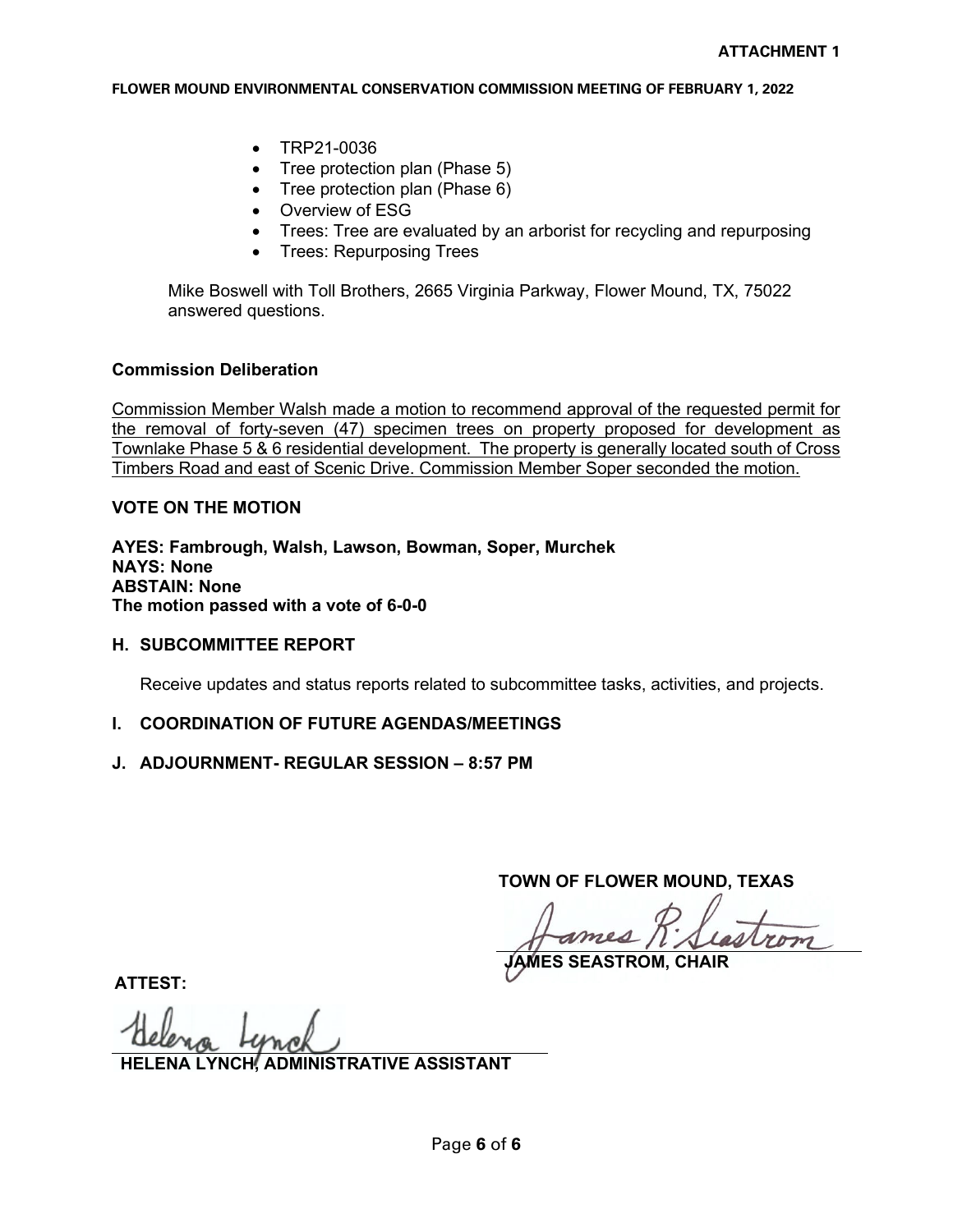**ATTACHMENT 1**

**FLOWER MOUND ENVIRONMENTAL CONSERVATION COMMISSION MEETING OF FEBRUARY 1, 2022**

- TRP21-0036
- Tree protection plan (Phase 5)
- Tree protection plan (Phase 6)
- Overview of ESG
- Trees: Tree are evaluated by an arborist for recycling and repurposing
- Trees: Repurposing Trees

Mike Boswell with Toll Brothers, 2665 Virginia Parkway, Flower Mound, TX, 75022 answered questions.

**Commission Deliberation**

Commission Member Walsh made a motion to recommend approval of the requested permit for the removal of forty-seven (47) specimen trees on property proposed for development as Townlake Phase 5 & 6 residential development. The property is generally located south of Cross Timbers Road and east of Scenic Drive. Commission Member Soper seconded the motion.

**VOTE ON THE MOTION**

**AYES: Fambrough, Walsh, Lawson, Bowman, Soper, Murchek**
**NAYS: None**
**ABSTAIN: None**
**The motion passed with a vote of 6-0-0**

**H. SUBCOMMITTEE REPORT**

Receive updates and status reports related to subcommittee tasks, activities, and projects.

**I. COORDINATION OF FUTURE AGENDAS/MEETINGS**

**J. ADJOURNMENT- REGULAR SESSION – 8:57 PM**

**TOWN OF FLOWER MOUND, TEXAS**

James R. Seastrom

**JAMES SEASTROM, CHAIR**

**ATTEST:**

Helena Lynch

**HELENA LYNCH, ADMINISTRATIVE ASSISTANT**